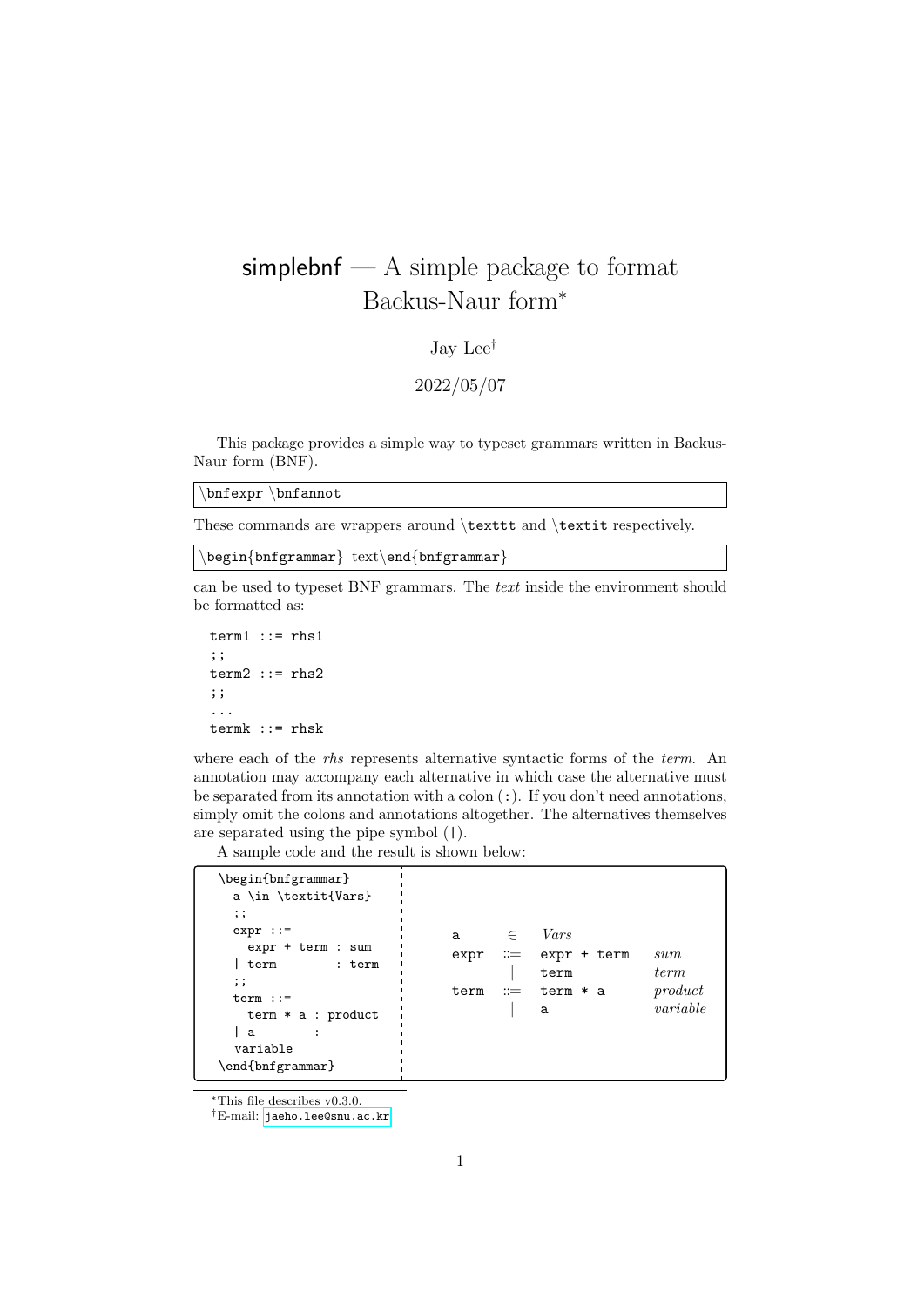# simplebnf — A simple package to format Backus-Naur form[*]

Jay Lee[†]

2022/05/07

This package provides a simple way to typeset grammars written in Backus-Naur form (BNF).

```
\bnfexpr \bnfannot
```

These commands are wrappers around `\texttt` and `\textit` respectively.

```
\begin{bnfgrammar} text\end{bnfgrammar}
```

can be used to typeset BNF grammars. The *text* inside the environment should be formatted as:

```
term1 ::= rhs1
;;
term2 ::= rhs2
;;
...
termk ::= rhsk
```

where each of the *rhs* represents alternative syntactic forms of the *term*. An annotation may accompany each alternative in which case the alternative must be separated from its annotation with a colon (`:`). If you don't need annotations, simply omit the colons and annotations altogether. The alternatives themselves are separated using the pipe symbol (`|`).

A sample code and the result is shown below:

```
\begin{bnfgrammar}
  a \in \textit{Vars}
  ;;
  expr ::=
    expr + term : sum
  | term        : term
  ;;
  term ::=
    term * a : product
  | a        :
  variable
\end{bnfgrammar}
```

| | | | |
|---|---|---|---|
| `a` | $\in$ | *Vars* | |
| `expr` | ::= | `expr + term` | *sum* |
| | \| | `term` | *term* |
| `term` | ::= | `term * a` | *product* |
| | \| | `a` | *variable* |

[*]This file describes v0.3.0.

[†]E-mail: `jaeho.lee@snu.ac.kr`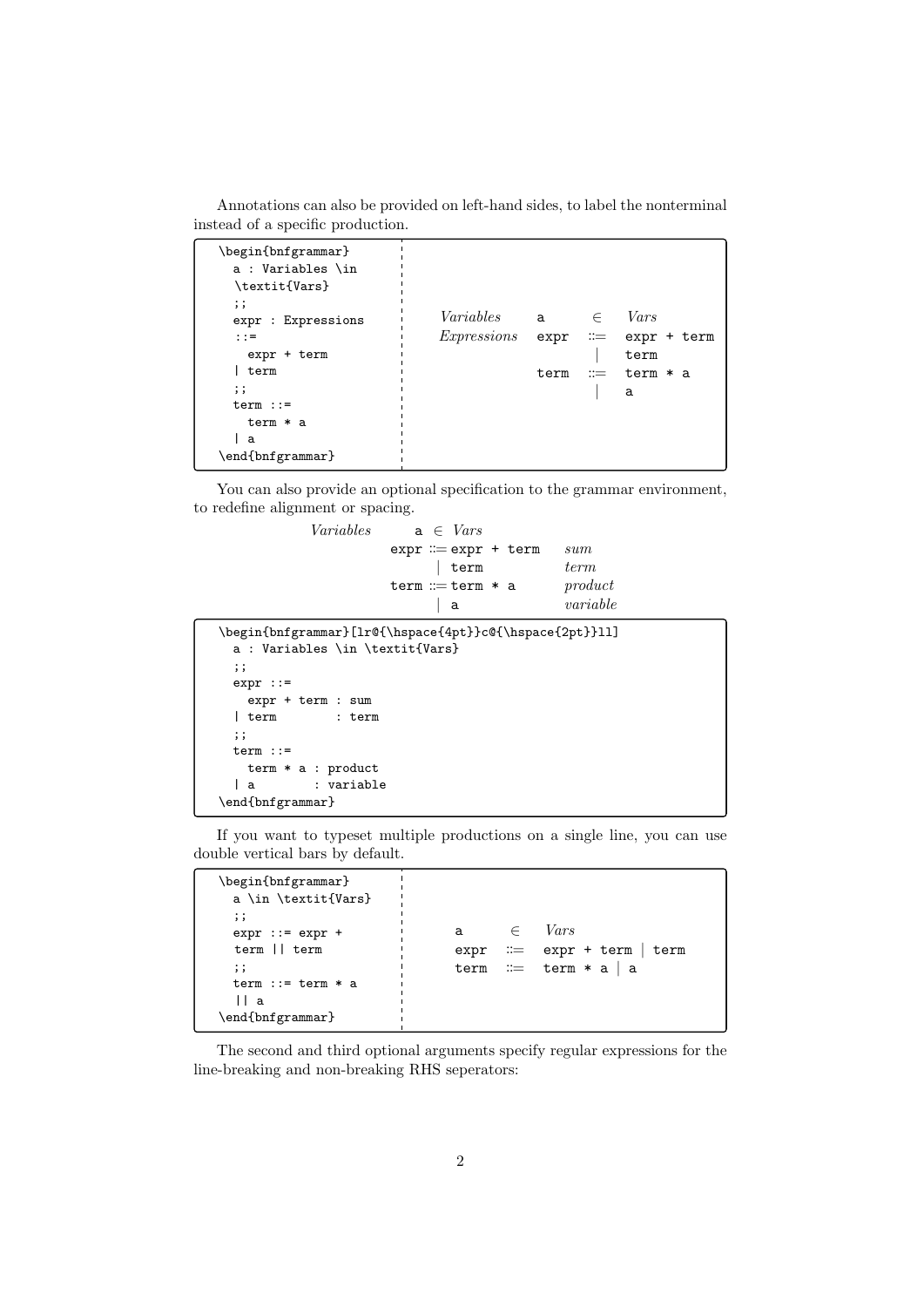Annotations can also be provided on left-hand sides, to label the nonterminal instead of a specific production.

```
\begin{bnfgrammar}
  a : Variables \in
  \textit{Vars}
  ;;
  expr : Expressions
  ::=
    expr + term
  | term
  ;;
  term ::=
    term * a
  | a
\end{bnfgrammar}
```

| | | | |
|---|---|---|---|
| *Variables* | a | $\in$ | *Vars* |
| *Expressions* | expr | ::= | expr + term |
| | | \| | term |
| | term | ::= | term * a |
| | | \| | a |

You can also provide an optional specification to the grammar environment, to redefine alignment or spacing.

| | | | | |
|---|---|---|---|---|
| *Variables* | a | $\in$ | *Vars* | |
| | expr | ::= | expr + term | *sum* |
| | | \| | term | *term* |
| | term | ::= | term * a | *product* |
| | | \| | a | *variable* |

```
\begin{bnfgrammar}[lr@{\hspace{4pt}}c@{\hspace{2pt}}ll]
  a : Variables \in \textit{Vars}
  ;;
  expr ::=
    expr + term : sum
  | term        : term
  ;;
  term ::=
    term * a : product
  | a        : variable
\end{bnfgrammar}
```

If you want to typeset multiple productions on a single line, you can use double vertical bars by default.

```
\begin{bnfgrammar}
  a \in \textit{Vars}
  ;;
  expr ::= expr +
  term || term
  ;;
  term ::= term * a
  || a
\end{bnfgrammar}
```

| | | |
|---|---|---|
| a | $\in$ | *Vars* |
| expr | ::= | expr + term \| term |
| term | ::= | term * a \| a |

The second and third optional arguments specify regular expressions for the line-breaking and non-breaking RHS seperators: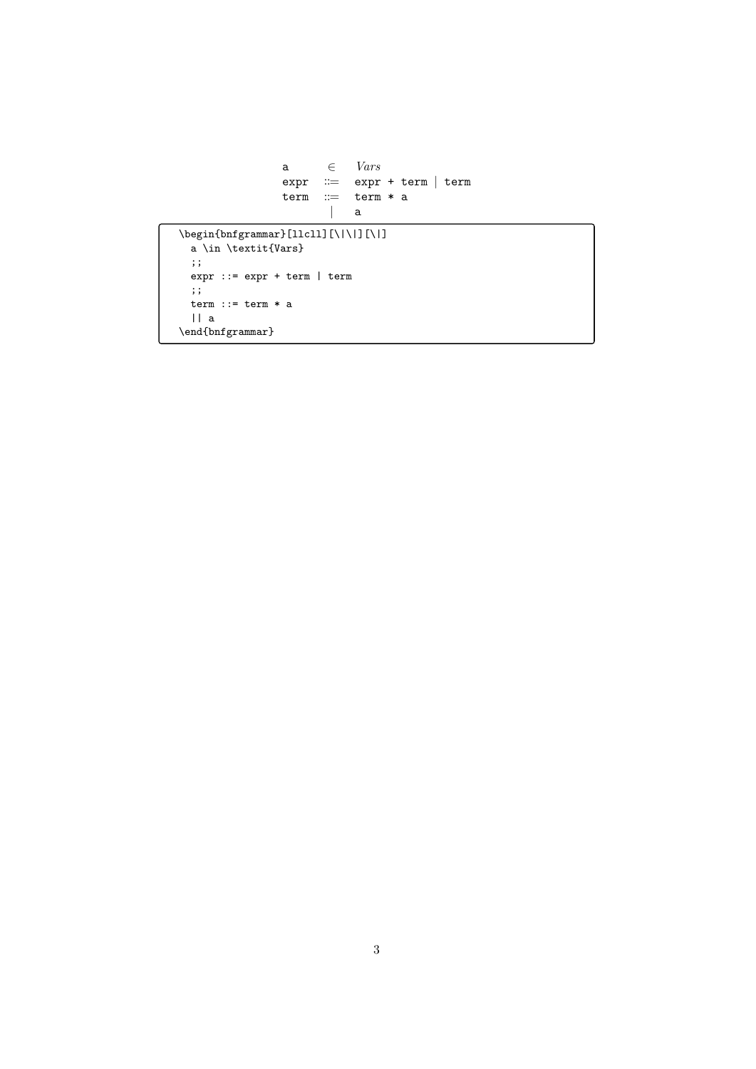$$
\begin{array}{llcll}
\texttt{a} & \in & \textit{Vars} \\
\texttt{expr} & ::= & \texttt{expr + term} \mid \texttt{term} \\
\texttt{term} & ::= & \texttt{term * a} \\
 & \mid & \texttt{a}
\end{array}
$$

```
\begin{bnfgrammar}[llcll][\|\|][\|]
  a \in \textit{Vars}
  ;;
  expr ::= expr + term | term
  ;;
  term ::= term * a
  || a
\end{bnfgrammar}
```